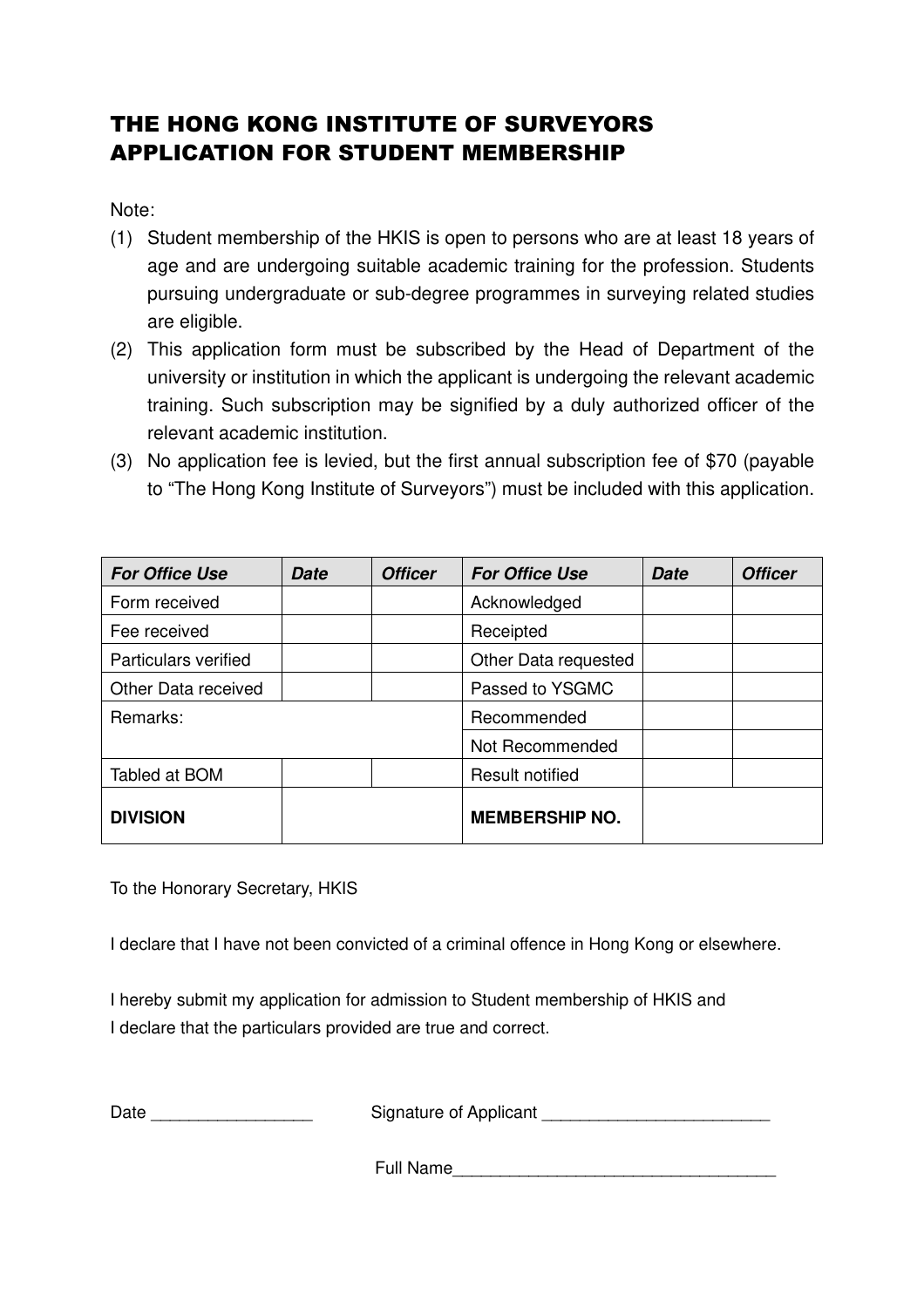# THE HONG KONG INSTITUTE OF SURVEYORS
# APPLICATION FOR STUDENT MEMBERSHIP

Note:

(1) Student membership of the HKIS is open to persons who are at least 18 years of age and are undergoing suitable academic training for the profession. Students pursuing undergraduate or sub-degree programmes in surveying related studies are eligible.

(2) This application form must be subscribed by the Head of Department of the university or institution in which the applicant is undergoing the relevant academic training. Such subscription may be signified by a duly authorized officer of the relevant academic institution.

(3) No application fee is levied, but the first annual subscription fee of $70 (payable to "The Hong Kong Institute of Surveyors") must be included with this application.

| ***For Office Use*** | ***Date*** | ***Officer*** | ***For Office Use*** | ***Date*** | ***Officer*** |
|---|---|---|---|---|---|
| Form received | | | Acknowledged | | |
| Fee received | | | Receipted | | |
| Particulars verified | | | Other Data requested | | |
| Other Data received | | | Passed to YSGMC | | |
| Remarks: | | | Recommended | | |
| | | | Not Recommended | | |
| Tabled at BOM | | | Result notified | | |
| **DIVISION** | | | **MEMBERSHIP NO.** | | |

To the Honorary Secretary, HKIS

I declare that I have not been convicted of a criminal offence in Hong Kong or elsewhere.

I hereby submit my application for admission to Student membership of HKIS and
I declare that the particulars provided are true and correct.

Date _________________ Signature of Applicant ________________________

Full Name__________________________________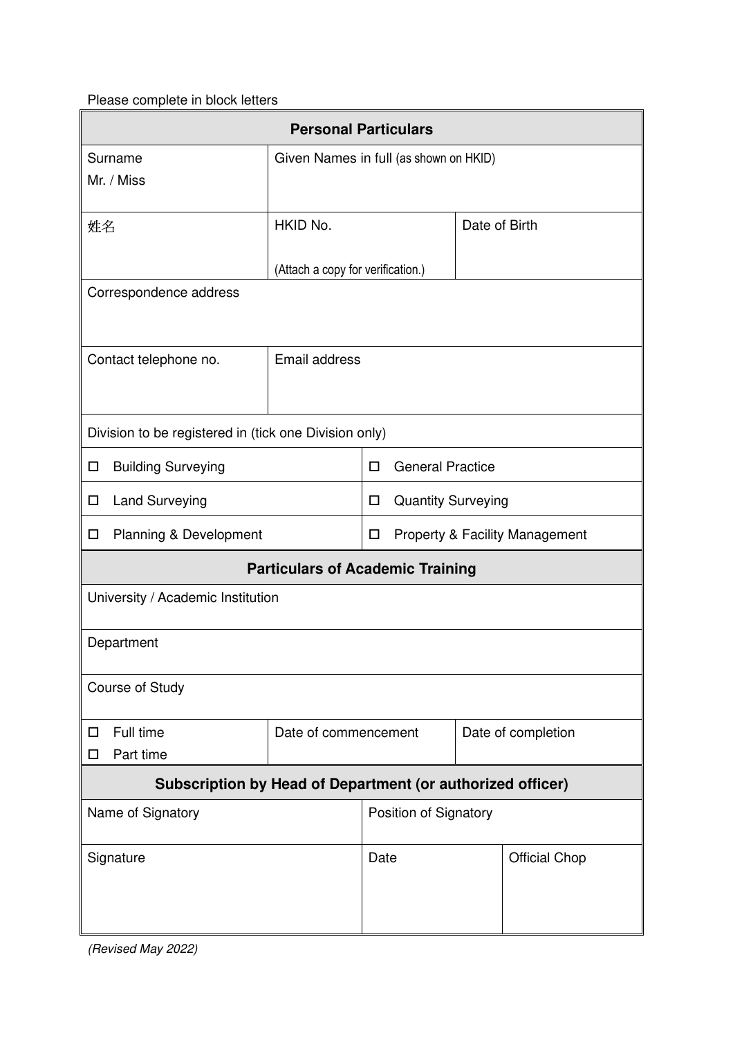Please complete in block letters

| | | | |
|---|---|---|---|
| **Personal Particulars** | | | |
| Surname<br>Mr. / Miss | Given Names in full (as shown on HKID) | | |
| 姓名 | HKID No.<br><br>(Attach a copy for verification.) | | Date of Birth |
| Correspondence address | | | |
| Contact telephone no. | Email address | | |
| Division to be registered in (tick one Division only) | | | |
| ☐ Building Surveying | | ☐ General Practice | |
| ☐ Land Surveying | | ☐ Quantity Surveying | |
| ☐ Planning & Development | | ☐ Property & Facility Management | |
| **Particulars of Academic Training** | | | |
| University / Academic Institution | | | |
| Department | | | |
| Course of Study | | | |
| ☐ Full time<br>☐ Part time | Date of commencement | | Date of completion |
| **Subscription by Head of Department (or authorized officer)** | | | |
| Name of Signatory | | Position of Signatory | |
| Signature | | Date | Official Chop |

*(Revised May 2022)*